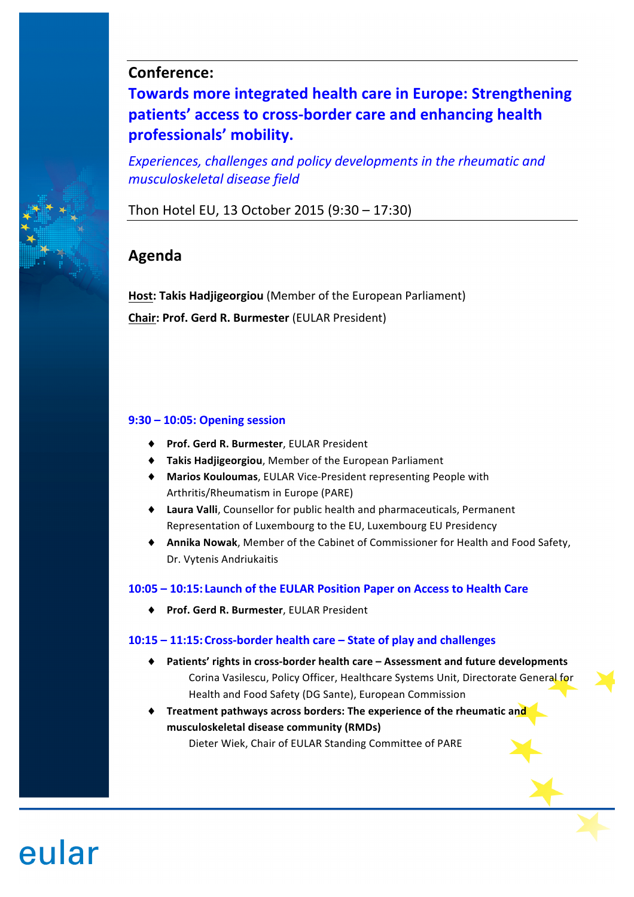**Conference:**

# Towards more integrated health care in Europe: Strengthening patients' access to cross-border care and enhancing health professionals' mobility.

*Experiences, challenges and policy developments in the rheumatic and musculoskeletal disease field*

Thon Hotel EU, 13 October 2015 (9:30 – 17:30)

## Agenda

**Host: Takis Hadjigeorgiou** (Member of the European Parliament)

**Chair: Prof. Gerd R. Burmester** (EULAR President)

### 9:30 – 10:05: Opening session

- **Prof. Gerd R. Burmester**, EULAR President
- **Takis Hadjigeorgiou**, Member of the European Parliament
- **Marios Kouloumas**, EULAR Vice-President representing People with Arthritis/Rheumatism in Europe (PARE)
- **Laura Valli**, Counsellor for public health and pharmaceuticals, Permanent Representation of Luxembourg to the EU, Luxembourg EU Presidency
- **Annika Nowak**, Member of the Cabinet of Commissioner for Health and Food Safety, Dr. Vytenis Andriukaitis

### 10:05 – 10:15: Launch of the EULAR Position Paper on Access to Health Care

- **Prof. Gerd R. Burmester**, EULAR President

### 10:15 – 11:15: Cross-border health care – State of play and challenges

- **Patients' rights in cross-border health care – Assessment and future developments**
  Corina Vasilescu, Policy Officer, Healthcare Systems Unit, Directorate General for Health and Food Safety (DG Sante), European Commission
- **Treatment pathways across borders: The experience of the rheumatic and musculoskeletal disease community (RMDs)**
  Dieter Wiek, Chair of EULAR Standing Committee of PARE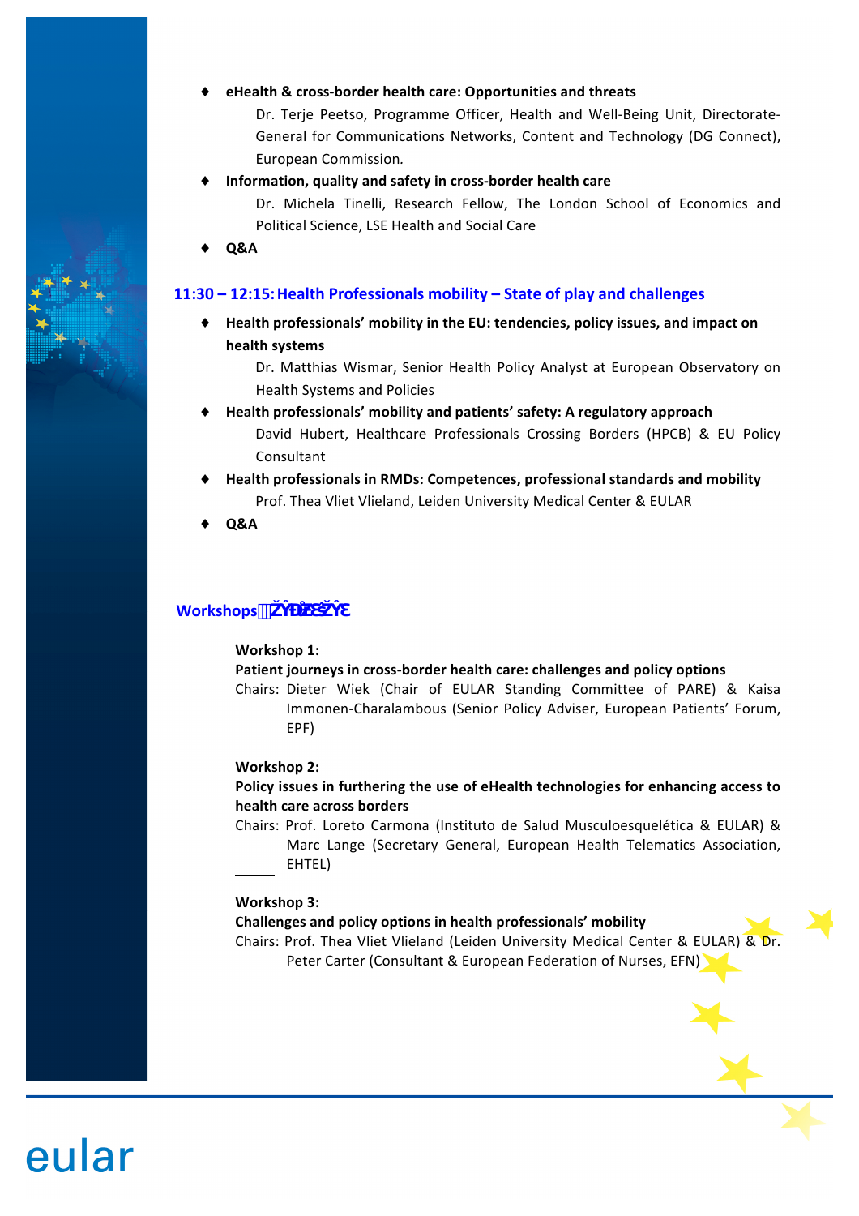- **eHealth & cross-border health care: Opportunities and threats**
  Dr. Terje Peetso, Programme Officer, Health and Well-Being Unit, Directorate-General for Communications Networks, Content and Technology (DG Connect), European Commission.
- **Information, quality and safety in cross-border health care**
  Dr. Michela Tinelli, Research Fellow, The London School of Economics and Political Science, LSE Health and Social Care
- **Q&A**

## 11:30 – 12:15: Health Professionals mobility – State of play and challenges

- **Health professionals' mobility in the EU: tendencies, policy issues, and impact on health systems**
  Dr. Matthias Wismar, Senior Health Policy Analyst at European Observatory on Health Systems and Policies
- **Health professionals' mobility and patients' safety: A regulatory approach**
  David Hubert, Healthcare Professionals Crossing Borders (HPCB) & EU Policy Consultant
- **Health professionals in RMDs: Competences, professional standards and mobility**
  Prof. Thea Vliet Vlieland, Leiden University Medical Center & EULAR
- **Q&A**

## Workshops

**Workshop 1:**
**Patient journeys in cross-border health care: challenges and policy options**
Chairs: Dieter Wiek (Chair of EULAR Standing Committee of PARE) & Kaisa Immonen-Charalambous (Senior Policy Adviser, European Patients' Forum, EPF)

**Workshop 2:**
**Policy issues in furthering the use of eHealth technologies for enhancing access to health care across borders**
Chairs: Prof. Loreto Carmona (Instituto de Salud Musculoesquelética & EULAR) & Marc Lange (Secretary General, European Health Telematics Association, EHTEL)

**Workshop 3:**
**Challenges and policy options in health professionals' mobility**
Chairs: Prof. Thea Vliet Vlieland (Leiden University Medical Center & EULAR) & Dr. Peter Carter (Consultant & European Federation of Nurses, EFN)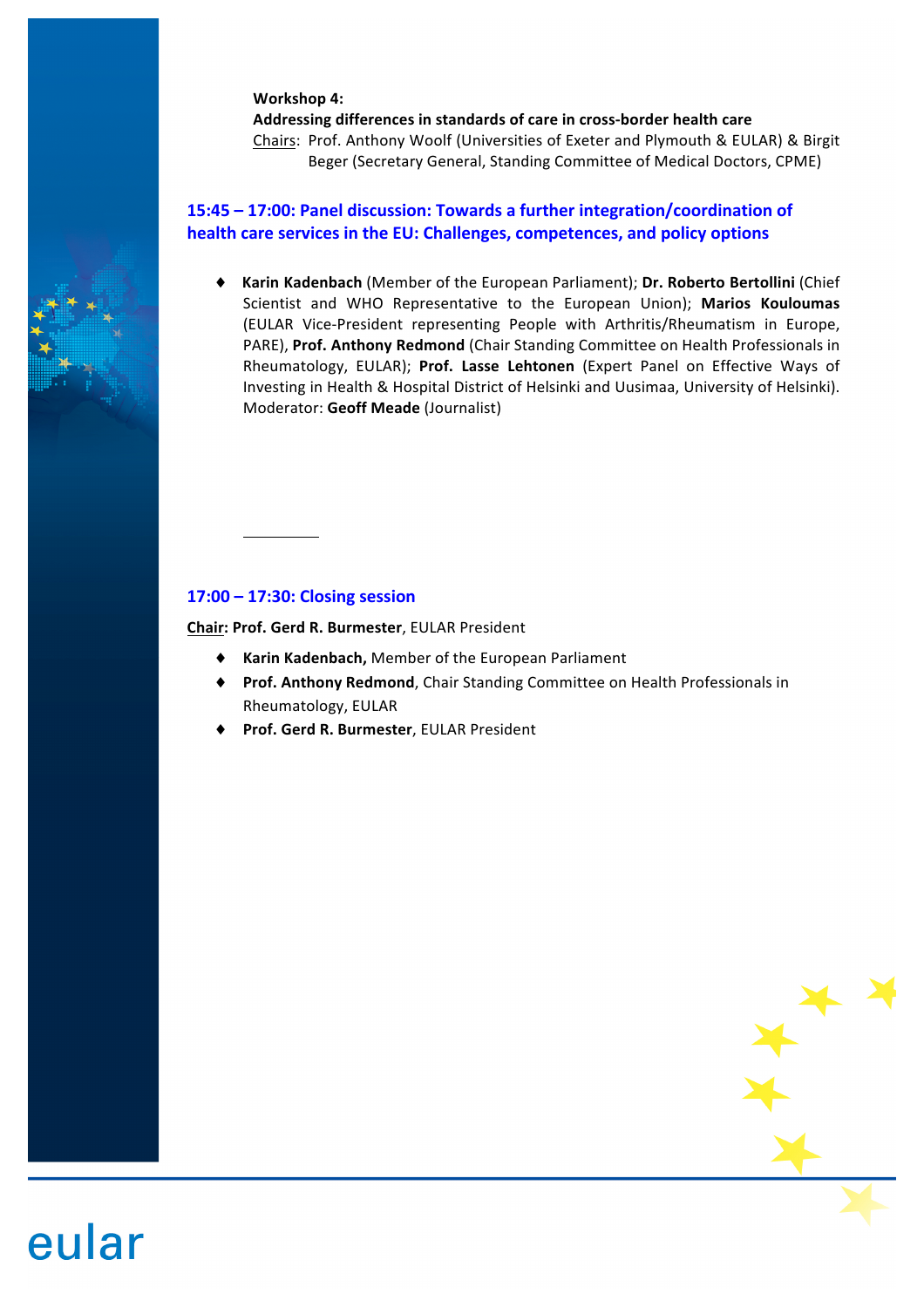**Workshop 4:**
**Addressing differences in standards of care in cross-border health care**
Chairs: Prof. Anthony Woolf (Universities of Exeter and Plymouth & EULAR) & Birgit Beger (Secretary General, Standing Committee of Medical Doctors, CPME)

## 15:45 – 17:00: Panel discussion: Towards a further integration/coordination of health care services in the EU: Challenges, competences, and policy options

- **Karin Kadenbach** (Member of the European Parliament); **Dr. Roberto Bertollini** (Chief Scientist and WHO Representative to the European Union); **Marios Kouloumas** (EULAR Vice-President representing People with Arthritis/Rheumatism in Europe, PARE), **Prof. Anthony Redmond** (Chair Standing Committee on Health Professionals in Rheumatology, EULAR); **Prof. Lasse Lehtonen** (Expert Panel on Effective Ways of Investing in Health & Hospital District of Helsinki and Uusimaa, University of Helsinki). Moderator: **Geoff Meade** (Journalist)

## 17:00 – 17:30: Closing session

**Chair: Prof. Gerd R. Burmester**, EULAR President

- **Karin Kadenbach,** Member of the European Parliament
- **Prof. Anthony Redmond**, Chair Standing Committee on Health Professionals in Rheumatology, EULAR
- **Prof. Gerd R. Burmester**, EULAR President

eular